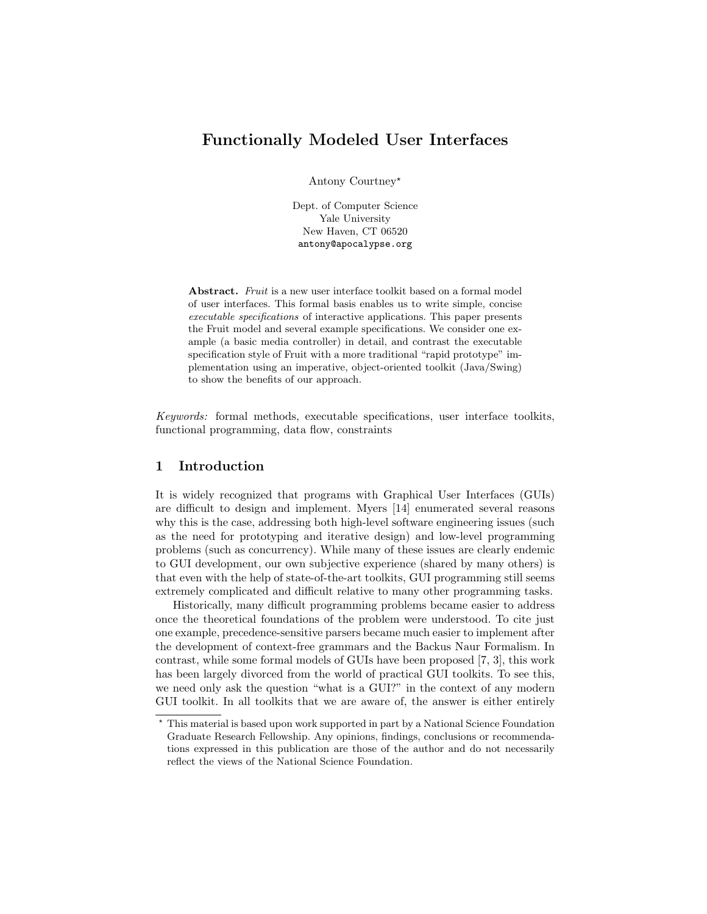# Functionally Modeled User Interfaces

Antony Courtney*

Dept. of Computer Science
Yale University
New Haven, CT 06520
antony@apocalypse.org

**Abstract.** *Fruit* is a new user interface toolkit based on a formal model of user interfaces. This formal basis enables us to write simple, concise *executable specifications* of interactive applications. This paper presents the Fruit model and several example specifications. We consider one example (a basic media controller) in detail, and contrast the executable specification style of Fruit with a more traditional "rapid prototype" implementation using an imperative, object-oriented toolkit (Java/Swing) to show the benefits of our approach.

*Keywords:* formal methods, executable specifications, user interface toolkits, functional programming, data flow, constraints

## 1 Introduction

It is widely recognized that programs with Graphical User Interfaces (GUIs) are difficult to design and implement. Myers [14] enumerated several reasons why this is the case, addressing both high-level software engineering issues (such as the need for prototyping and iterative design) and low-level programming problems (such as concurrency). While many of these issues are clearly endemic to GUI development, our own subjective experience (shared by many others) is that even with the help of state-of-the-art toolkits, GUI programming still seems extremely complicated and difficult relative to many other programming tasks.

Historically, many difficult programming problems became easier to address once the theoretical foundations of the problem were understood. To cite just one example, precedence-sensitive parsers became much easier to implement after the development of context-free grammars and the Backus Naur Formalism. In contrast, while some formal models of GUIs have been proposed [7, 3], this work has been largely divorced from the world of practical GUI toolkits. To see this, we need only ask the question "what is a GUI?" in the context of any modern GUI toolkit. In all toolkits that we are aware of, the answer is either entirely

* This material is based upon work supported in part by a National Science Foundation Graduate Research Fellowship. Any opinions, findings, conclusions or recommendations expressed in this publication are those of the author and do not necessarily reflect the views of the National Science Foundation.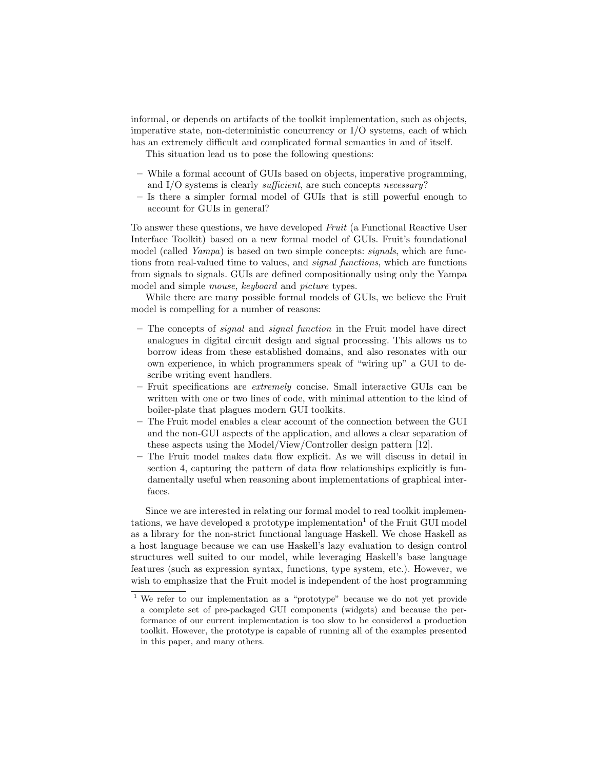informal, or depends on artifacts of the toolkit implementation, such as objects, imperative state, non-deterministic concurrency or I/O systems, each of which has an extremely difficult and complicated formal semantics in and of itself.

This situation lead us to pose the following questions:

- While a formal account of GUIs based on objects, imperative programming, and I/O systems is clearly *sufficient*, are such concepts *necessary*?
- Is there a simpler formal model of GUIs that is still powerful enough to account for GUIs in general?

To answer these questions, we have developed *Fruit* (a Functional Reactive User Interface Toolkit) based on a new formal model of GUIs. Fruit's foundational model (called *Yampa*) is based on two simple concepts: *signals*, which are functions from real-valued time to values, and *signal functions*, which are functions from signals to signals. GUIs are defined compositionally using only the Yampa model and simple *mouse*, *keyboard* and *picture* types.

While there are many possible formal models of GUIs, we believe the Fruit model is compelling for a number of reasons:

- The concepts of *signal* and *signal function* in the Fruit model have direct analogues in digital circuit design and signal processing. This allows us to borrow ideas from these established domains, and also resonates with our own experience, in which programmers speak of "wiring up" a GUI to describe writing event handlers.
- Fruit specifications are *extremely* concise. Small interactive GUIs can be written with one or two lines of code, with minimal attention to the kind of boiler-plate that plagues modern GUI toolkits.
- The Fruit model enables a clear account of the connection between the GUI and the non-GUI aspects of the application, and allows a clear separation of these aspects using the Model/View/Controller design pattern [12].
- The Fruit model makes data flow explicit. As we will discuss in detail in section 4, capturing the pattern of data flow relationships explicitly is fundamentally useful when reasoning about implementations of graphical interfaces.

Since we are interested in relating our formal model to real toolkit implementations, we have developed a prototype implementation[1] of the Fruit GUI model as a library for the non-strict functional language Haskell. We chose Haskell as a host language because we can use Haskell's lazy evaluation to design control structures well suited to our model, while leveraging Haskell's base language features (such as expression syntax, functions, type system, etc.). However, we wish to emphasize that the Fruit model is independent of the host programming

[1] We refer to our implementation as a "prototype" because we do not yet provide a complete set of pre-packaged GUI components (widgets) and because the performance of our current implementation is too slow to be considered a production toolkit. However, the prototype is capable of running all of the examples presented in this paper, and many others.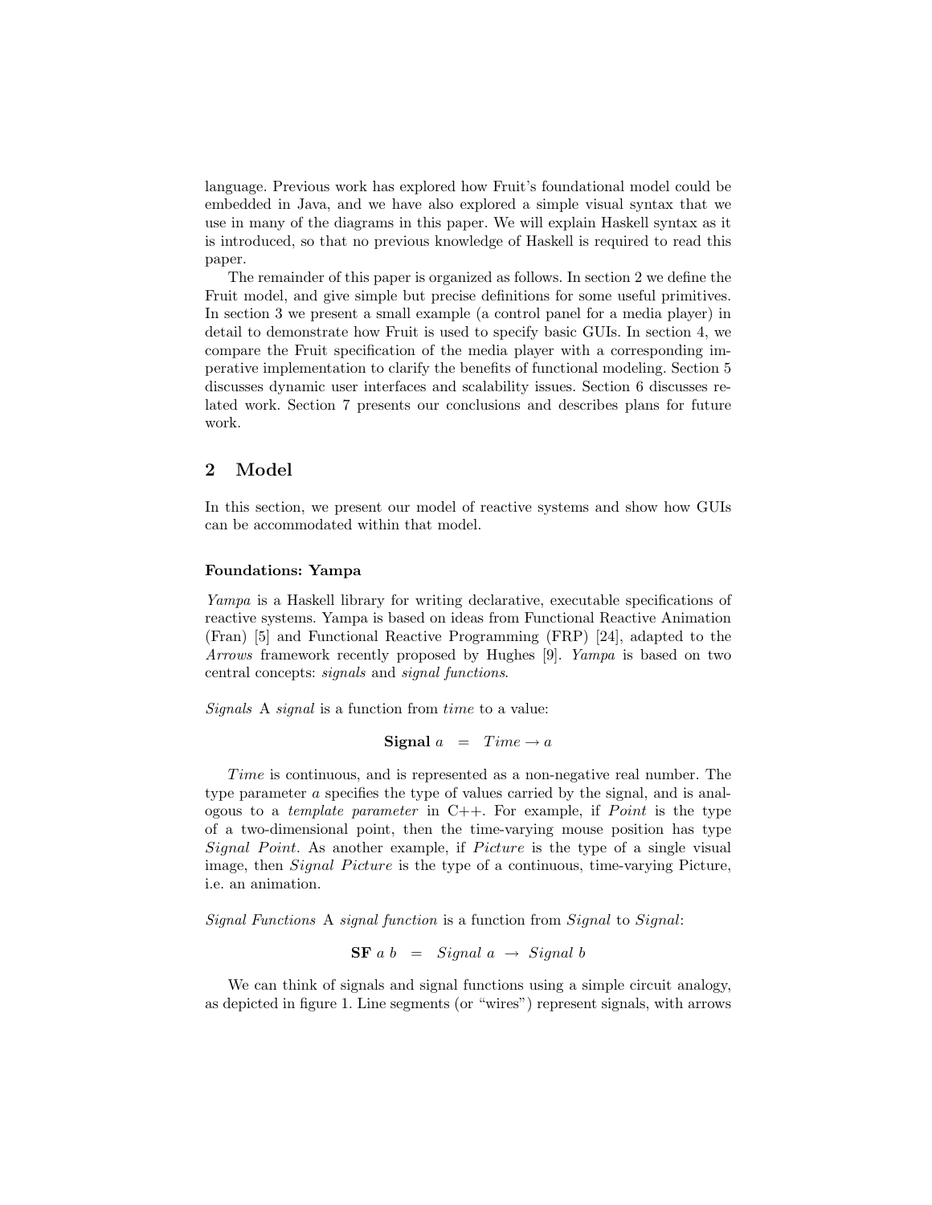language. Previous work has explored how Fruit's foundational model could be embedded in Java, and we have also explored a simple visual syntax that we use in many of the diagrams in this paper. We will explain Haskell syntax as it is introduced, so that no previous knowledge of Haskell is required to read this paper.

The remainder of this paper is organized as follows. In section 2 we define the Fruit model, and give simple but precise definitions for some useful primitives. In section 3 we present a small example (a control panel for a media player) in detail to demonstrate how Fruit is used to specify basic GUIs. In section 4, we compare the Fruit specification of the media player with a corresponding imperative implementation to clarify the benefits of functional modeling. Section 5 discusses dynamic user interfaces and scalability issues. Section 6 discusses related work. Section 7 presents our conclusions and describes plans for future work.

## 2 Model

In this section, we present our model of reactive systems and show how GUIs can be accommodated within that model.

### Foundations: Yampa

*Yampa* is a Haskell library for writing declarative, executable specifications of reactive systems. Yampa is based on ideas from Functional Reactive Animation (Fran) [5] and Functional Reactive Programming (FRP) [24], adapted to the *Arrows* framework recently proposed by Hughes [9]. *Yampa* is based on two central concepts: *signals* and *signal functions*.

*Signals* A *signal* is a function from *time* to a value:

$$\textbf{Signal}\ a \quad = \quad Time \rightarrow a$$

$Time$ is continuous, and is represented as a non-negative real number. The type parameter $a$ specifies the type of values carried by the signal, and is analogous to a *template parameter* in C++. For example, if $Point$ is the type of a two-dimensional point, then the time-varying mouse position has type $Signal\ Point$. As another example, if $Picture$ is the type of a single visual image, then $Signal\ Picture$ is the type of a continuous, time-varying Picture, i.e. an animation.

*Signal Functions* A *signal function* is a function from $Signal$ to $Signal$:

$$\textbf{SF}\ a\ b \quad = \quad Signal\ a\ \rightarrow\ Signal\ b$$

We can think of signals and signal functions using a simple circuit analogy, as depicted in figure 1. Line segments (or "wires") represent signals, with arrows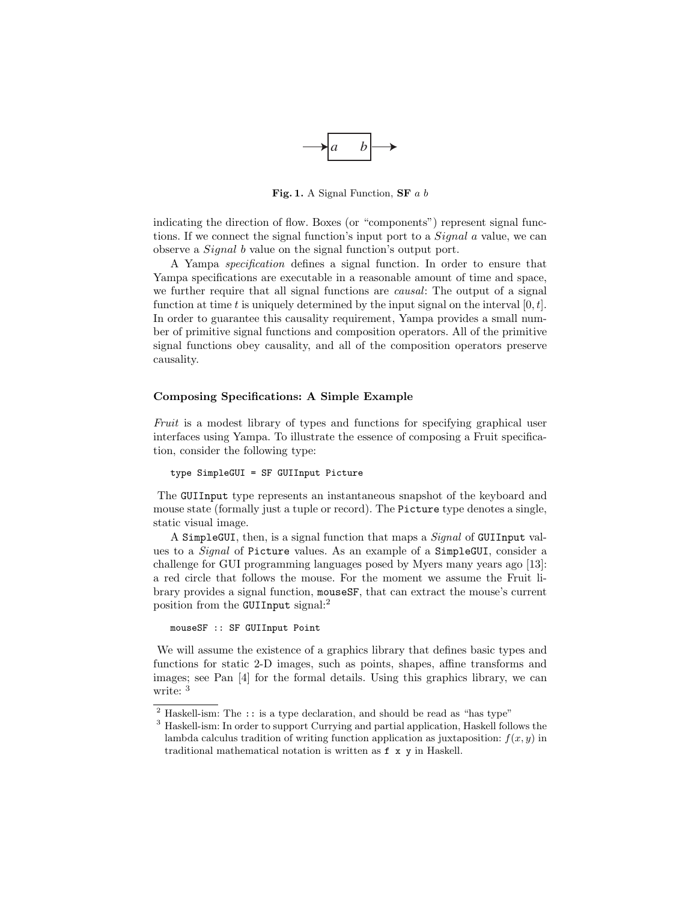Fig. 1. A Signal Function, **SF** *a b*

indicating the direction of flow. Boxes (or "components") represent signal functions. If we connect the signal function's input port to a *Signal a* value, we can observe a *Signal b* value on the signal function's output port.

A Yampa *specification* defines a signal function. In order to ensure that Yampa specifications are executable in a reasonable amount of time and space, we further require that all signal functions are *causal*: The output of a signal function at time $t$ is uniquely determined by the input signal on the interval $[0, t]$. In order to guarantee this causality requirement, Yampa provides a small number of primitive signal functions and composition operators. All of the primitive signal functions obey causality, and all of the composition operators preserve causality.

### Composing Specifications: A Simple Example

*Fruit* is a modest library of types and functions for specifying graphical user interfaces using Yampa. To illustrate the essence of composing a Fruit specification, consider the following type:

```
type SimpleGUI = SF GUIInput Picture
```

The `GUIInput` type represents an instantaneous snapshot of the keyboard and mouse state (formally just a tuple or record). The `Picture` type denotes a single, static visual image.

A `SimpleGUI`, then, is a signal function that maps a *Signal* of `GUIInput` values to a *Signal* of `Picture` values. As an example of a `SimpleGUI`, consider a challenge for GUI programming languages posed by Myers many years ago [13]: a red circle that follows the mouse. For the moment we assume the Fruit library provides a signal function, `mouseSF`, that can extract the mouse's current position from the `GUIInput` signal:[2]

```
mouseSF :: SF GUIInput Point
```

We will assume the existence of a graphics library that defines basic types and functions for static 2-D images, such as points, shapes, affine transforms and images; see Pan [4] for the formal details. Using this graphics library, we can write: [3]

[2] Haskell-ism: The `::` is a type declaration, and should be read as "has type"

[3] Haskell-ism: In order to support Currying and partial application, Haskell follows the lambda calculus tradition of writing function application as juxtaposition: $f(x, y)$ in traditional mathematical notation is written as `f x y` in Haskell.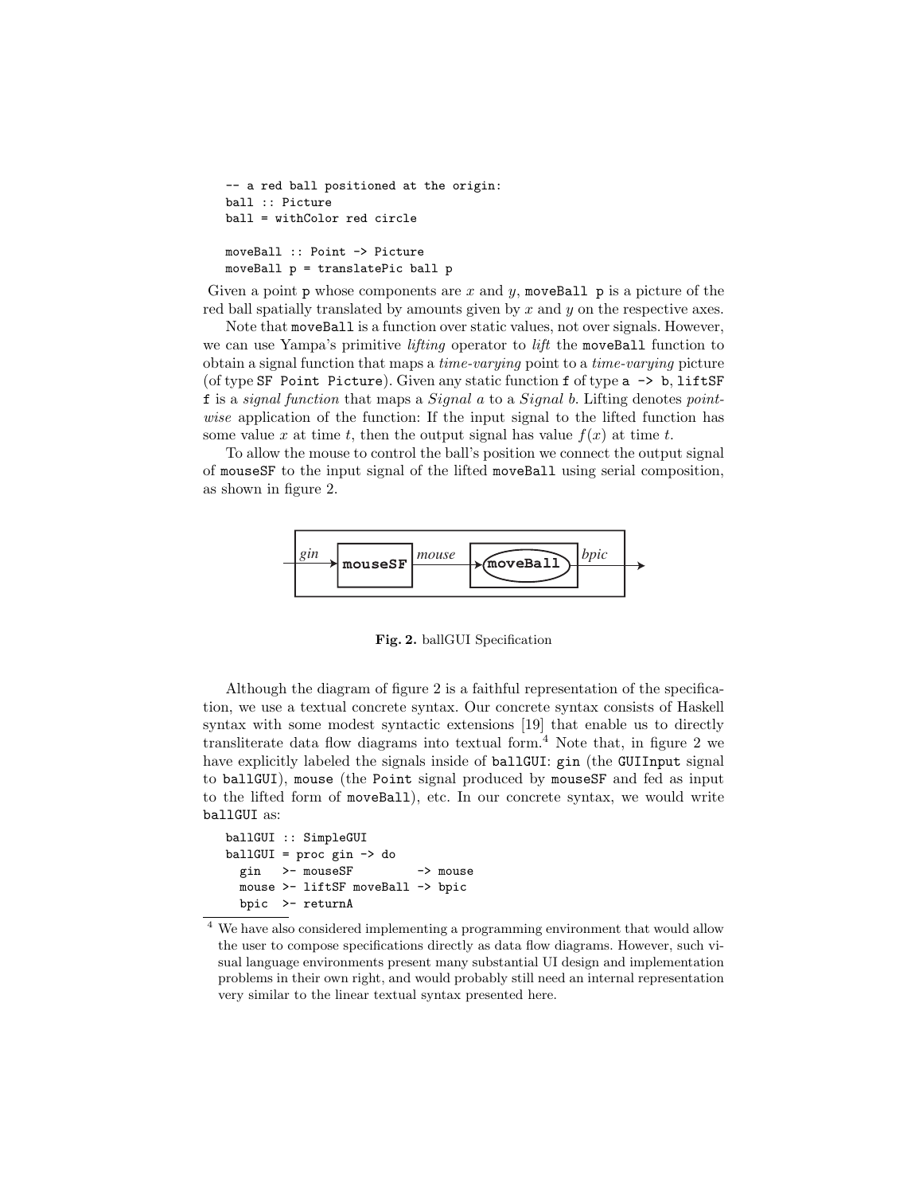```
-- a red ball positioned at the origin:
ball :: Picture
ball = withColor red circle

moveBall :: Point -> Picture
moveBall p = translatePic ball p
```

Given a point `p` whose components are $x$ and $y$, `moveBall p` is a picture of the red ball spatially translated by amounts given by $x$ and $y$ on the respective axes.

Note that `moveBall` is a function over static values, not over signals. However, we can use Yampa's primitive *lifting* operator to *lift* the `moveBall` function to obtain a signal function that maps a *time-varying* point to a *time-varying* picture (of type `SF Point Picture`). Given any static function `f` of type `a -> b`, `liftSF f` is a *signal function* that maps a *Signal a* to a *Signal b*. Lifting denotes *point-wise* application of the function: If the input signal to the lifted function has some value $x$ at time $t$, then the output signal has value $f(x)$ at time $t$.

To allow the mouse to control the ball's position we connect the output signal of `mouseSF` to the input signal of the lifted `moveBall` using serial composition, as shown in figure 2.

**Fig. 2.** ballGUI Specification

Although the diagram of figure 2 is a faithful representation of the specification, we use a textual concrete syntax. Our concrete syntax consists of Haskell syntax with some modest syntactic extensions [19] that enable us to directly transliterate data flow diagrams into textual form.[4] Note that, in figure 2 we have explicitly labeled the signals inside of `ballGUI`: `gin` (the `GUIInput` signal to `ballGUI`), `mouse` (the `Point` signal produced by `mouseSF` and fed as input to the lifted form of `moveBall`), etc. In our concrete syntax, we would write `ballGUI` as:

```
ballGUI :: SimpleGUI
ballGUI = proc gin -> do
  gin   >- mouseSF         -> mouse
  mouse >- liftSF moveBall -> bpic
  bpic  >- returnA
```

[4] We have also considered implementing a programming environment that would allow the user to compose specifications directly as data flow diagrams. However, such visual language environments present many substantial UI design and implementation problems in their own right, and would probably still need an internal representation very similar to the linear textual syntax presented here.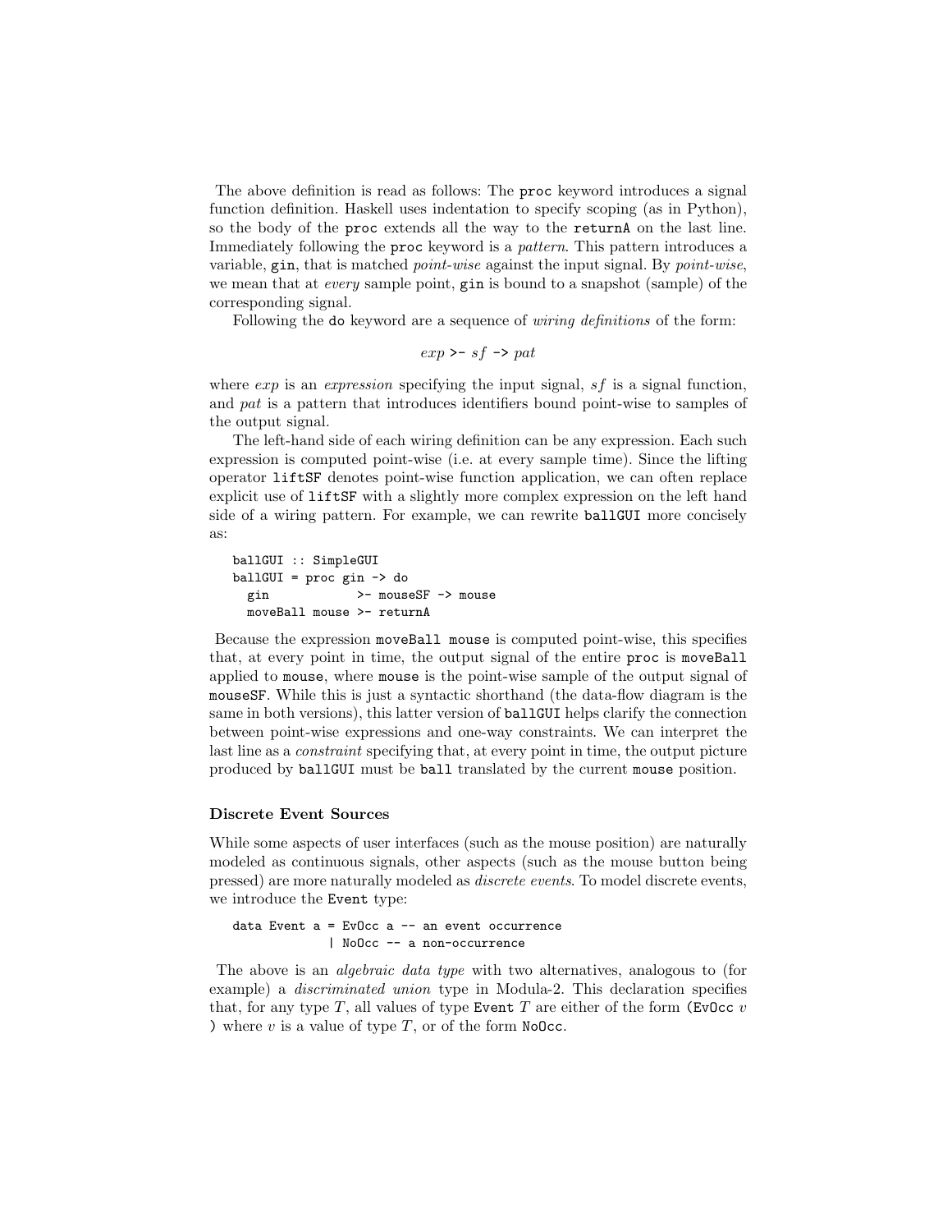The above definition is read as follows: The `proc` keyword introduces a signal function definition. Haskell uses indentation to specify scoping (as in Python), so the body of the `proc` extends all the way to the `returnA` on the last line. Immediately following the `proc` keyword is a *pattern*. This pattern introduces a variable, `gin`, that is matched *point-wise* against the input signal. By *point-wise*, we mean that at *every* sample point, `gin` is bound to a snapshot (sample) of the corresponding signal.

Following the `do` keyword are a sequence of *wiring definitions* of the form:

*exp* `>-` *sf* `->` *pat*

where *exp* is an *expression* specifying the input signal, *sf* is a signal function, and *pat* is a pattern that introduces identifiers bound point-wise to samples of the output signal.

The left-hand side of each wiring definition can be any expression. Each such expression is computed point-wise (i.e. at every sample time). Since the lifting operator `liftSF` denotes point-wise function application, we can often replace explicit use of `liftSF` with a slightly more complex expression on the left hand side of a wiring pattern. For example, we can rewrite `ballGUI` more concisely as:

```
ballGUI :: SimpleGUI
ballGUI = proc gin -> do
  gin            >- mouseSF -> mouse
  moveBall mouse >- returnA
```

Because the expression `moveBall mouse` is computed point-wise, this specifies that, at every point in time, the output signal of the entire `proc` is `moveBall` applied to `mouse`, where `mouse` is the point-wise sample of the output signal of `mouseSF`. While this is just a syntactic shorthand (the data-flow diagram is the same in both versions), this latter version of `ballGUI` helps clarify the connection between point-wise expressions and one-way constraints. We can interpret the last line as a *constraint* specifying that, at every point in time, the output picture produced by `ballGUI` must be `ball` translated by the current `mouse` position.

### Discrete Event Sources

While some aspects of user interfaces (such as the mouse position) are naturally modeled as continuous signals, other aspects (such as the mouse button being pressed) are more naturally modeled as *discrete events*. To model discrete events, we introduce the `Event` type:

```
data Event a = EvOcc a -- an event occurrence
             | NoOcc -- a non-occurrence
```

The above is an *algebraic data type* with two alternatives, analogous to (for example) a *discriminated union* type in Modula-2. This declaration specifies that, for any type $T$, all values of type `Event` $T$ are either of the form (`EvOcc` $v$ ) where $v$ is a value of type $T$, or of the form `NoOcc`.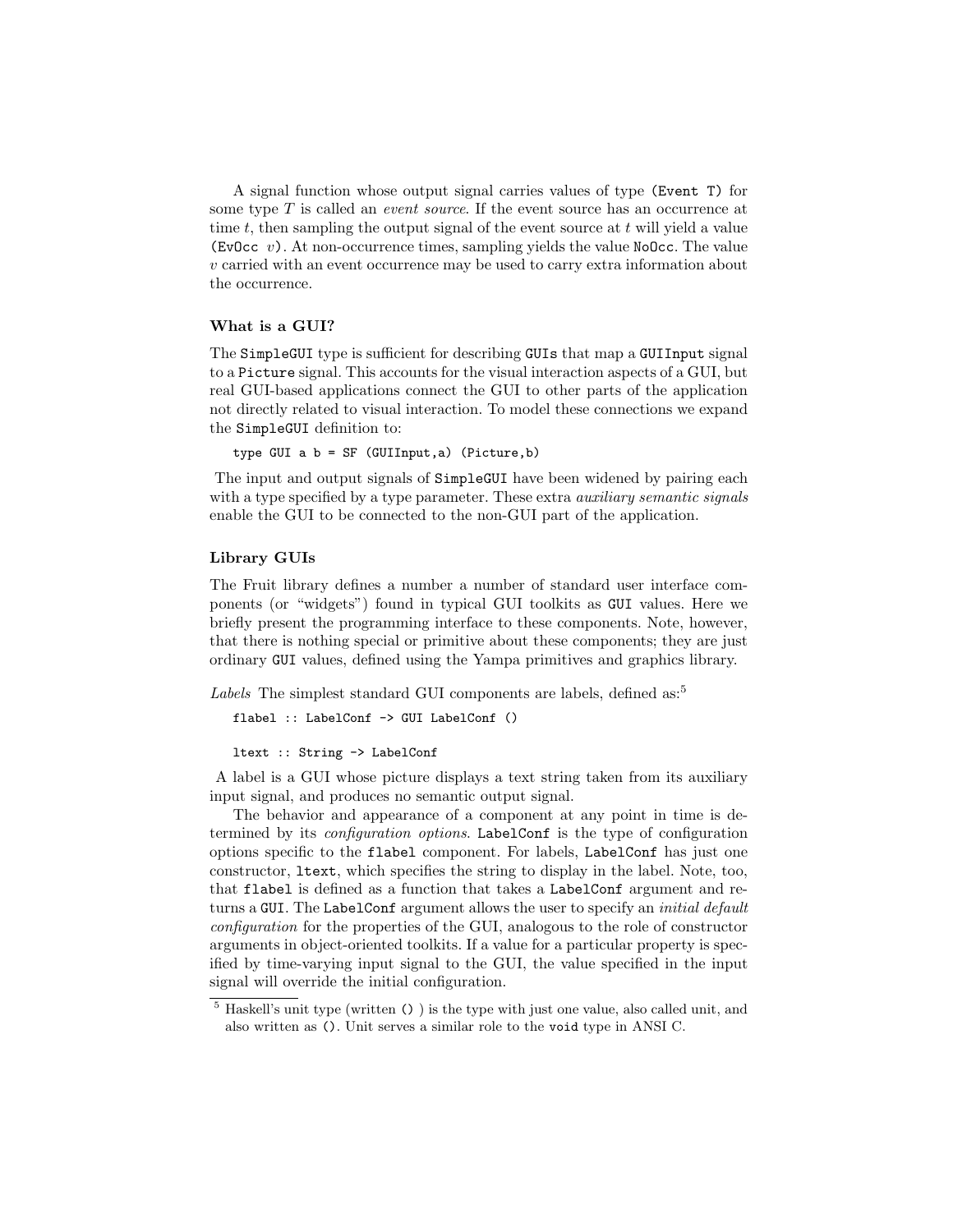A signal function whose output signal carries values of type `(Event T)` for some type $T$ is called an *event source*. If the event source has an occurrence at time $t$, then sampling the output signal of the event source at $t$ will yield a value `(EvOcc` $v$`)`. At non-occurrence times, sampling yields the value `NoOcc`. The value $v$ carried with an event occurrence may be used to carry extra information about the occurrence.

### What is a GUI?

The `SimpleGUI` type is sufficient for describing `GUIs` that map a `GUIInput` signal to a `Picture` signal. This accounts for the visual interaction aspects of a GUI, but real GUI-based applications connect the GUI to other parts of the application not directly related to visual interaction. To model these connections we expand the `SimpleGUI` definition to:

```
type GUI a b = SF (GUIInput,a) (Picture,b)
```

The input and output signals of `SimpleGUI` have been widened by pairing each with a type specified by a type parameter. These extra *auxiliary semantic signals* enable the GUI to be connected to the non-GUI part of the application.

### Library GUIs

The Fruit library defines a number a number of standard user interface components (or "widgets") found in typical GUI toolkits as `GUI` values. Here we briefly present the programming interface to these components. Note, however, that there is nothing special or primitive about these components; they are just ordinary `GUI` values, defined using the Yampa primitives and graphics library.

*Labels* The simplest standard GUI components are labels, defined as:[5]

```
flabel :: LabelConf -> GUI LabelConf ()

ltext :: String -> LabelConf
```

A label is a GUI whose picture displays a text string taken from its auxiliary input signal, and produces no semantic output signal.

The behavior and appearance of a component at any point in time is determined by its *configuration options*. `LabelConf` is the type of configuration options specific to the `flabel` component. For labels, `LabelConf` has just one constructor, `ltext`, which specifies the string to display in the label. Note, too, that `flabel` is defined as a function that takes a `LabelConf` argument and returns a `GUI`. The `LabelConf` argument allows the user to specify an *initial default configuration* for the properties of the GUI, analogous to the role of constructor arguments in object-oriented toolkits. If a value for a particular property is specified by time-varying input signal to the GUI, the value specified in the input signal will override the initial configuration.

[5] Haskell's unit type (written `()` ) is the type with just one value, also called unit, and also written as `()`. Unit serves a similar role to the `void` type in ANSI C.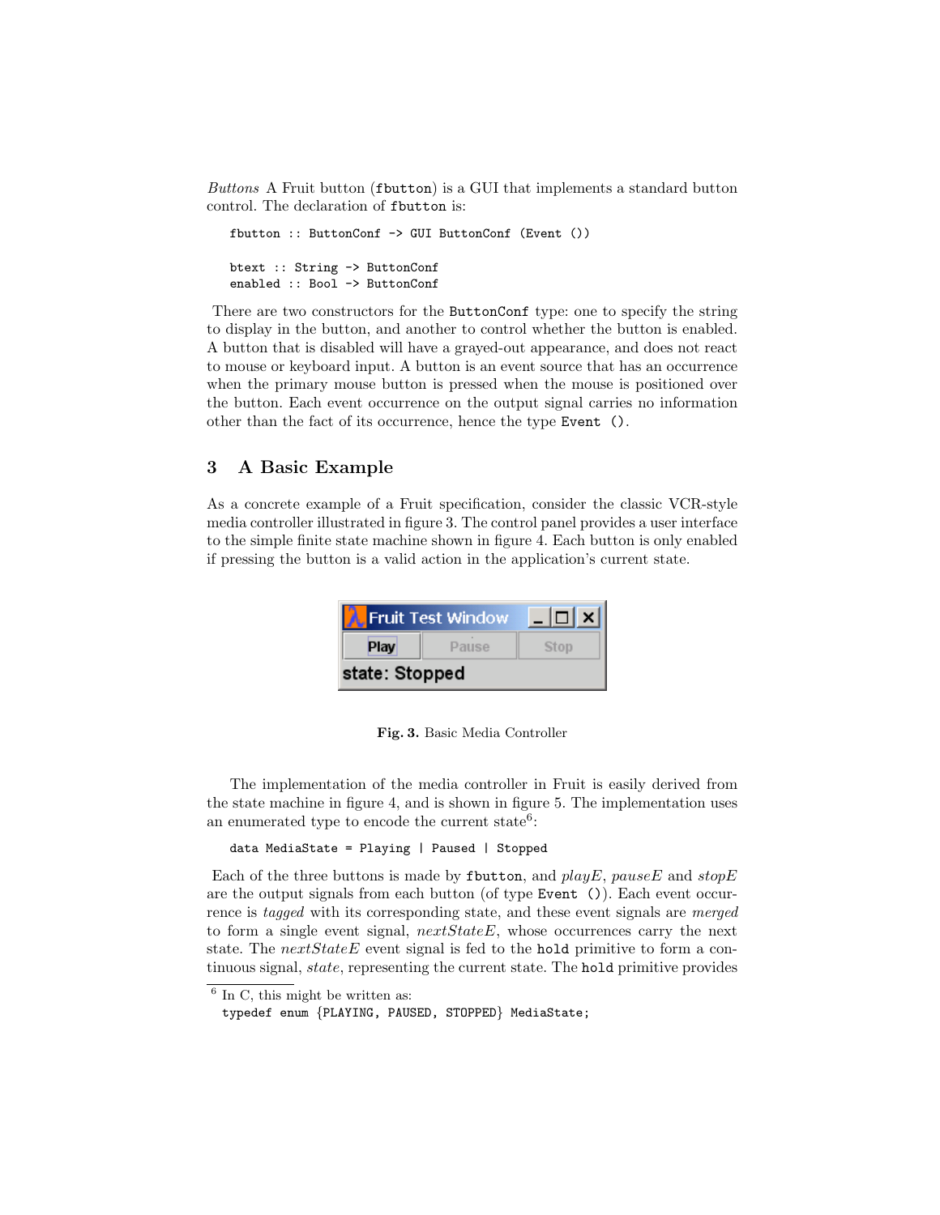*Buttons* A Fruit button (`fbutton`) is a GUI that implements a standard button control. The declaration of `fbutton` is:

```
fbutton :: ButtonConf -> GUI ButtonConf (Event ())

btext :: String -> ButtonConf
enabled :: Bool -> ButtonConf
```

There are two constructors for the `ButtonConf` type: one to specify the string to display in the button, and another to control whether the button is enabled. A button that is disabled will have a grayed-out appearance, and does not react to mouse or keyboard input. A button is an event source that has an occurrence when the primary mouse button is pressed when the mouse is positioned over the button. Each event occurrence on the output signal carries no information other than the fact of its occurrence, hence the type `Event ()`.

## 3 A Basic Example

As a concrete example of a Fruit specification, consider the classic VCR-style media controller illustrated in figure 3. The control panel provides a user interface to the simple finite state machine shown in figure 4. Each button is only enabled if pressing the button is a valid action in the application's current state.

**Fig. 3.** Basic Media Controller

The implementation of the media controller in Fruit is easily derived from the state machine in figure 4, and is shown in figure 5. The implementation uses an enumerated type to encode the current state[6]:

```
data MediaState = Playing | Paused | Stopped
```

Each of the three buttons is made by `fbutton`, and *playE*, *pauseE* and *stopE* are the output signals from each button (of type `Event ()`). Each event occurrence is *tagged* with its corresponding state, and these event signals are *merged* to form a single event signal, *nextStateE*, whose occurrences carry the next state. The *nextStateE* event signal is fed to the `hold` primitive to form a continuous signal, *state*, representing the current state. The `hold` primitive provides

[6] In C, this might be written as:
`typedef enum {PLAYING, PAUSED, STOPPED} MediaState;`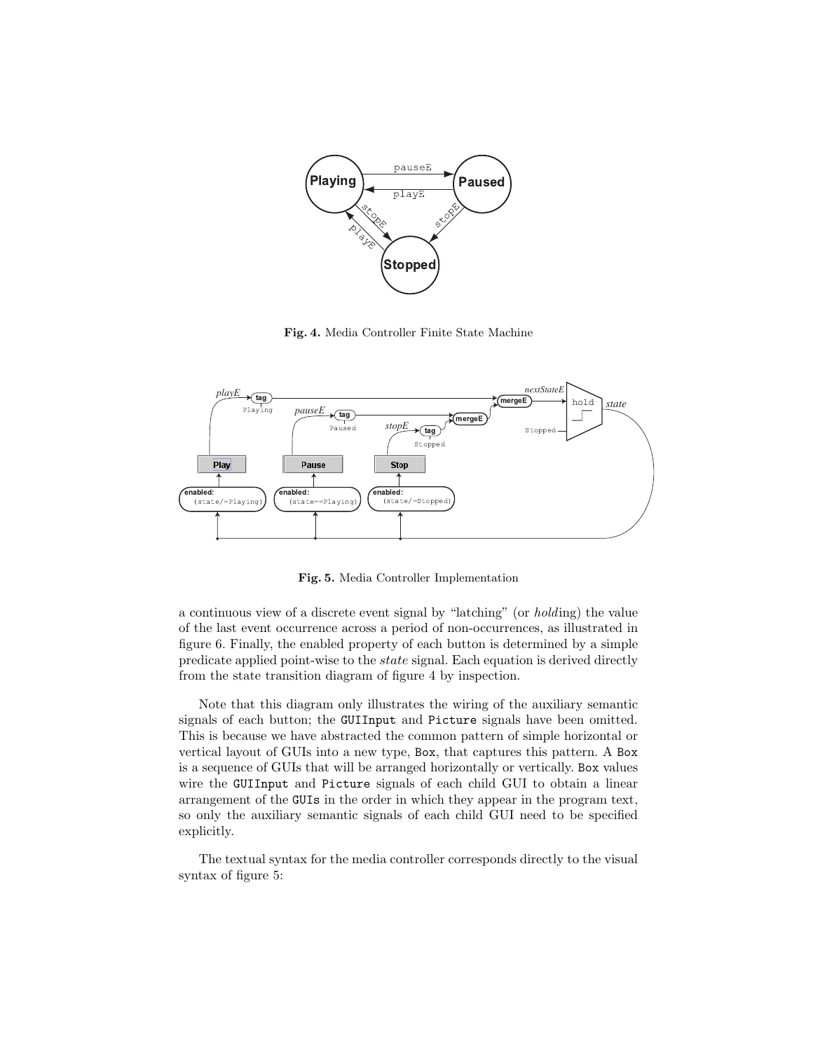**Fig. 4.** Media Controller Finite State Machine

**Fig. 5.** Media Controller Implementation

a continuous view of a discrete event signal by "latching" (or *hold*ing) the value of the last event occurrence across a period of non-occurrences, as illustrated in figure 6. Finally, the enabled property of each button is determined by a simple predicate applied point-wise to the *state* signal. Each equation is derived directly from the state transition diagram of figure 4 by inspection.

Note that this diagram only illustrates the wiring of the auxiliary semantic signals of each button; the `GUIInput` and `Picture` signals have been omitted. This is because we have abstracted the common pattern of simple horizontal or vertical layout of GUIs into a new type, `Box`, that captures this pattern. A `Box` is a sequence of GUIs that will be arranged horizontally or vertically. `Box` values wire the `GUIInput` and `Picture` signals of each child GUI to obtain a linear arrangement of the `GUIs` in the order in which they appear in the program text, so only the auxiliary semantic signals of each child GUI need to be specified explicitly.

The textual syntax for the media controller corresponds directly to the visual syntax of figure 5: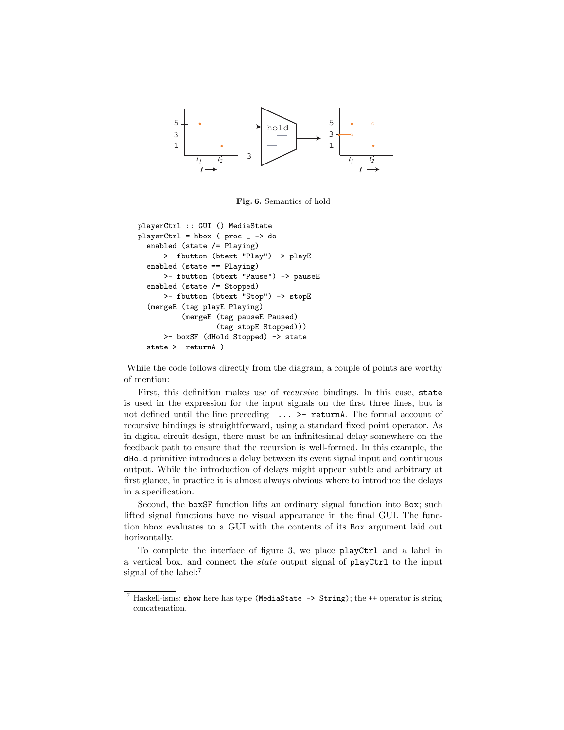**Fig. 6.** Semantics of hold

```
playerCtrl :: GUI () MediaState
playerCtrl = hbox ( proc _ -> do
  enabled (state /= Playing)
      >- fbutton (btext "Play") -> playE
  enabled (state == Playing)
      >- fbutton (btext "Pause") -> pauseE
  enabled (state /= Stopped)
      >- fbutton (btext "Stop") -> stopE
  (mergeE (tag playE Playing)
          (mergeE (tag pauseE Paused)
                  (tag stopE Stopped)))
      >- boxSF (dHold Stopped) -> state
  state >- returnA )
```

While the code follows directly from the diagram, a couple of points are worthy of mention:

First, this definition makes use of *recursive* bindings. In this case, `state` is used in the expression for the input signals on the first three lines, but is not defined until the line preceding `... >- returnA`. The formal account of recursive bindings is straightforward, using a standard fixed point operator. As in digital circuit design, there must be an infinitesimal delay somewhere on the feedback path to ensure that the recursion is well-formed. In this example, the `dHold` primitive introduces a delay between its event signal input and continuous output. While the introduction of delays might appear subtle and arbitrary at first glance, in practice it is almost always obvious where to introduce the delays in a specification.

Second, the `boxSF` function lifts an ordinary signal function into `Box`; such lifted signal functions have no visual appearance in the final GUI. The function `hbox` evaluates to a GUI with the contents of its `Box` argument laid out horizontally.

To complete the interface of figure 3, we place `playCtrl` and a label in a vertical box, and connect the *state* output signal of `playCtrl` to the input signal of the label:[7]

[7] Haskell-isms: `show` here has type `(MediaState -> String)`; the `++` operator is string concatenation.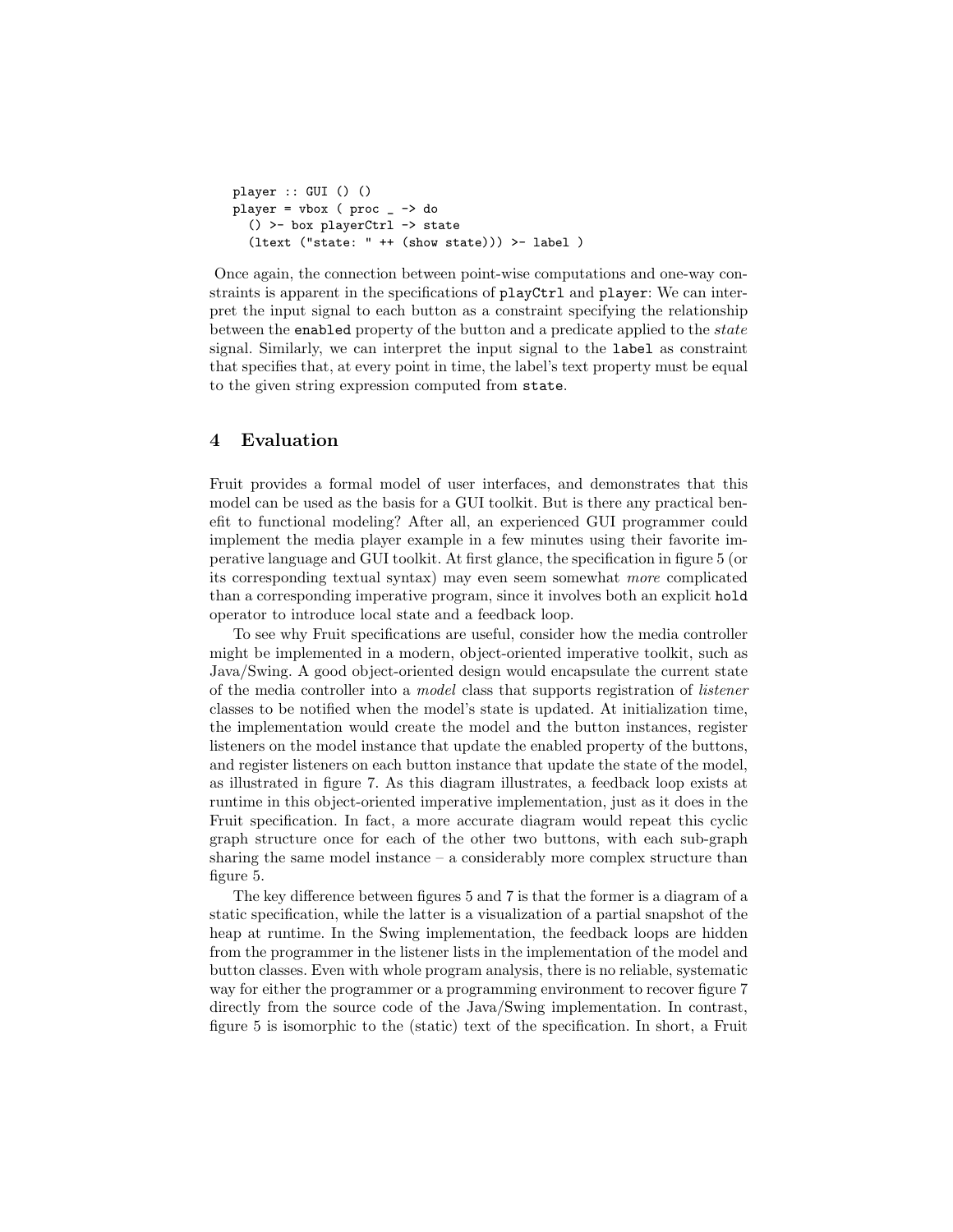```
player :: GUI () ()
player = vbox ( proc _ -> do
  () >- box playerCtrl -> state
  (ltext ("state: " ++ (show state))) >- label )
```

Once again, the connection between point-wise computations and one-way constraints is apparent in the specifications of `playCtrl` and `player`: We can interpret the input signal to each button as a constraint specifying the relationship between the `enabled` property of the button and a predicate applied to the *state* signal. Similarly, we can interpret the input signal to the `label` as constraint that specifies that, at every point in time, the label's text property must be equal to the given string expression computed from `state`.

## 4 Evaluation

Fruit provides a formal model of user interfaces, and demonstrates that this model can be used as the basis for a GUI toolkit. But is there any practical benefit to functional modeling? After all, an experienced GUI programmer could implement the media player example in a few minutes using their favorite imperative language and GUI toolkit. At first glance, the specification in figure 5 (or its corresponding textual syntax) may even seem somewhat *more* complicated than a corresponding imperative program, since it involves both an explicit `hold` operator to introduce local state and a feedback loop.

To see why Fruit specifications are useful, consider how the media controller might be implemented in a modern, object-oriented imperative toolkit, such as Java/Swing. A good object-oriented design would encapsulate the current state of the media controller into a *model* class that supports registration of *listener* classes to be notified when the model's state is updated. At initialization time, the implementation would create the model and the button instances, register listeners on the model instance that update the enabled property of the buttons, and register listeners on each button instance that update the state of the model, as illustrated in figure 7. As this diagram illustrates, a feedback loop exists at runtime in this object-oriented imperative implementation, just as it does in the Fruit specification. In fact, a more accurate diagram would repeat this cyclic graph structure once for each of the other two buttons, with each sub-graph sharing the same model instance – a considerably more complex structure than figure 5.

The key difference between figures 5 and 7 is that the former is a diagram of a static specification, while the latter is a visualization of a partial snapshot of the heap at runtime. In the Swing implementation, the feedback loops are hidden from the programmer in the listener lists in the implementation of the model and button classes. Even with whole program analysis, there is no reliable, systematic way for either the programmer or a programming environment to recover figure 7 directly from the source code of the Java/Swing implementation. In contrast, figure 5 is isomorphic to the (static) text of the specification. In short, a Fruit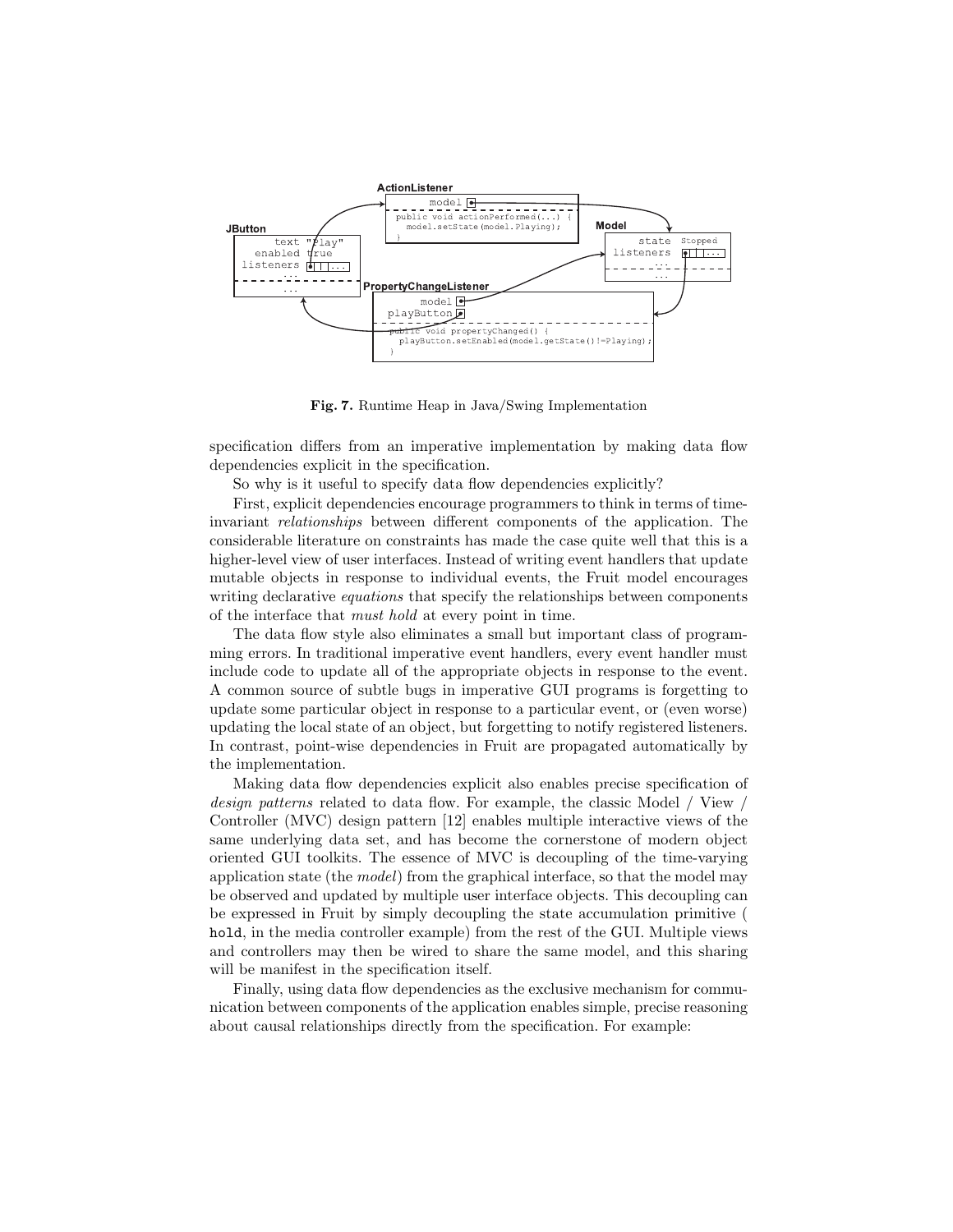ActionListener

```
model
public void actionPerformed(...) {
  model.setState(model.Playing);
}
```

JButton

```
text "Play"
enabled true
listeners
...
...
```

Model

```
state Stopped
listeners
...
...
```

PropertyChangeListener

```
model
playButton
public void propertyChanged() {
  playButton.setEnabled(model.getState()!=Playing);
}
```

**Fig. 7.** Runtime Heap in Java/Swing Implementation

specification differs from an imperative implementation by making data flow dependencies explicit in the specification.

So why is it useful to specify data flow dependencies explicitly?

First, explicit dependencies encourage programmers to think in terms of time-invariant *relationships* between different components of the application. The considerable literature on constraints has made the case quite well that this is a higher-level view of user interfaces. Instead of writing event handlers that update mutable objects in response to individual events, the Fruit model encourages writing declarative *equations* that specify the relationships between components of the interface that *must hold* at every point in time.

The data flow style also eliminates a small but important class of programming errors. In traditional imperative event handlers, every event handler must include code to update all of the appropriate objects in response to the event. A common source of subtle bugs in imperative GUI programs is forgetting to update some particular object in response to a particular event, or (even worse) updating the local state of an object, but forgetting to notify registered listeners. In contrast, point-wise dependencies in Fruit are propagated automatically by the implementation.

Making data flow dependencies explicit also enables precise specification of *design patterns* related to data flow. For example, the classic Model / View / Controller (MVC) design pattern [12] enables multiple interactive views of the same underlying data set, and has become the cornerstone of modern object oriented GUI toolkits. The essence of MVC is decoupling of the time-varying application state (the *model*) from the graphical interface, so that the model may be observed and updated by multiple user interface objects. This decoupling can be expressed in Fruit by simply decoupling the state accumulation primitive ( `hold`, in the media controller example) from the rest of the GUI. Multiple views and controllers may then be wired to share the same model, and this sharing will be manifest in the specification itself.

Finally, using data flow dependencies as the exclusive mechanism for communication between components of the application enables simple, precise reasoning about causal relationships directly from the specification. For example: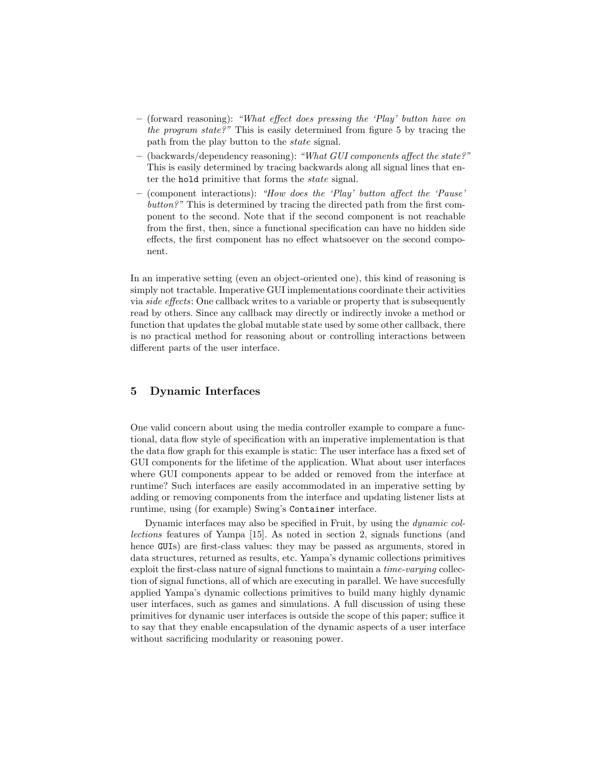- (forward reasoning): *"What effect does pressing the 'Play' button have on the program state?"* This is easily determined from figure 5 by tracing the path from the play button to the *state* signal.
- (backwards/dependency reasoning): *"What GUI components affect the state?"* This is easily determined by tracing backwards along all signal lines that enter the `hold` primitive that forms the *state* signal.
- (component interactions): *"How does the 'Play' button affect the 'Pause' button?"* This is determined by tracing the directed path from the first component to the second. Note that if the second component is not reachable from the first, then, since a functional specification can have no hidden side effects, the first component has no effect whatsoever on the second component.

In an imperative setting (even an object-oriented one), this kind of reasoning is simply not tractable. Imperative GUI implementations coordinate their activities via *side effects*: One callback writes to a variable or property that is subsequently read by others. Since any callback may directly or indirectly invoke a method or function that updates the global mutable state used by some other callback, there is no practical method for reasoning about or controlling interactions between different parts of the user interface.

## 5 Dynamic Interfaces

One valid concern about using the media controller example to compare a functional, data flow style of specification with an imperative implementation is that the data flow graph for this example is static: The user interface has a fixed set of GUI components for the lifetime of the application. What about user interfaces where GUI components appear to be added or removed from the interface at runtime? Such interfaces are easily accommodated in an imperative setting by adding or removing components from the interface and updating listener lists at runtime, using (for example) Swing's `Container` interface.

Dynamic interfaces may also be specified in Fruit, by using the *dynamic collections* features of Yampa [15]. As noted in section 2, signals functions (and hence `GUI`s) are first-class values: they may be passed as arguments, stored in data structures, returned as results, etc. Yampa's dynamic collections primitives exploit the first-class nature of signal functions to maintain a *time-varying* collection of signal functions, all of which are executing in parallel. We have succesfully applied Yampa's dynamic collections primitives to build many highly dynamic user interfaces, such as games and simulations. A full discussion of using these primitives for dynamic user interfaces is outside the scope of this paper; suffice it to say that they enable encapsulation of the dynamic aspects of a user interface without sacrificing modularity or reasoning power.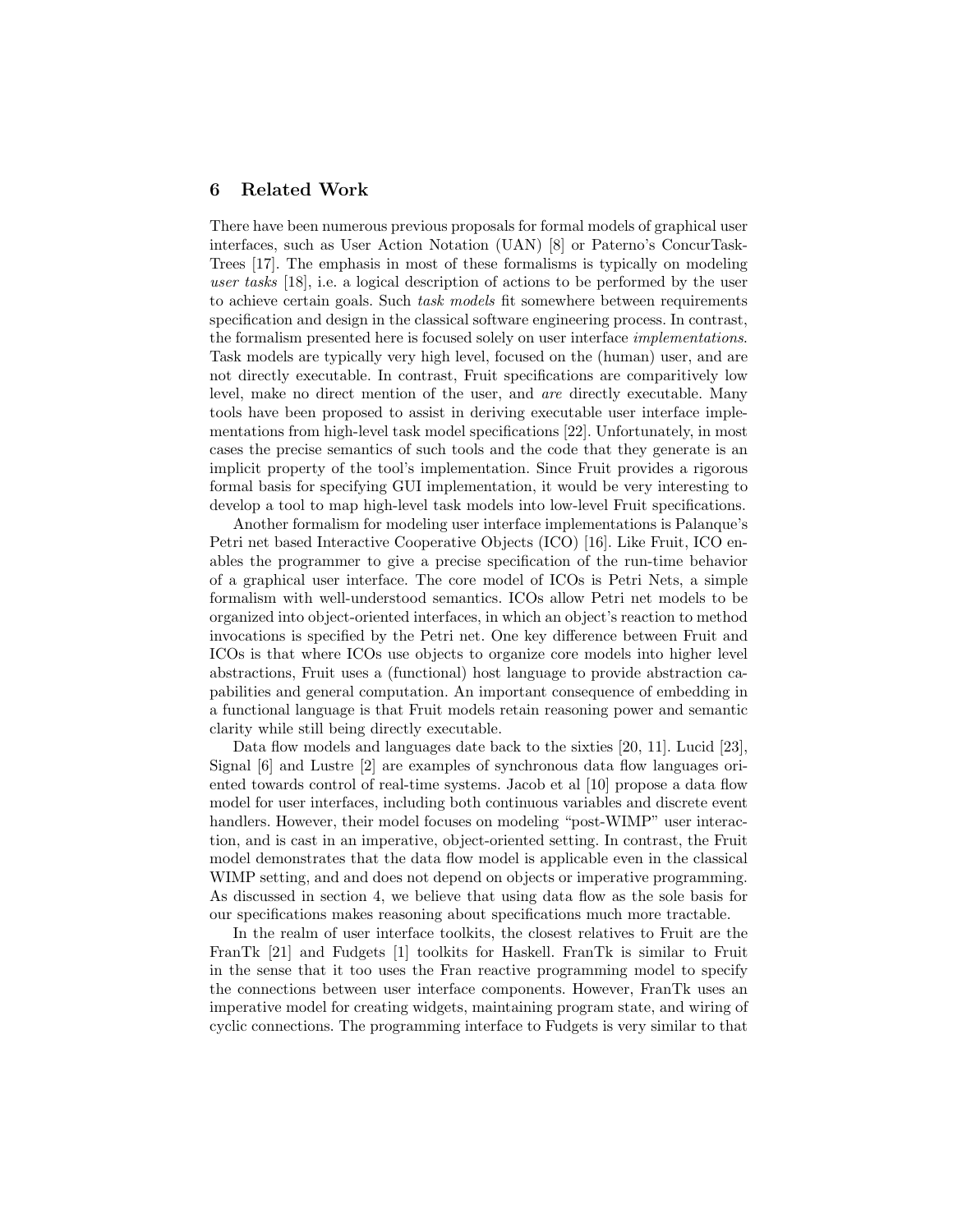## 6 Related Work

There have been numerous previous proposals for formal models of graphical user interfaces, such as User Action Notation (UAN) [8] or Paterno's ConcurTask-Trees [17]. The emphasis in most of these formalisms is typically on modeling *user tasks* [18], i.e. a logical description of actions to be performed by the user to achieve certain goals. Such *task models* fit somewhere between requirements specification and design in the classical software engineering process. In contrast, the formalism presented here is focused solely on user interface *implementations*. Task models are typically very high level, focused on the (human) user, and are not directly executable. In contrast, Fruit specifications are comparitively low level, make no direct mention of the user, and *are* directly executable. Many tools have been proposed to assist in deriving executable user interface implementations from high-level task model specifications [22]. Unfortunately, in most cases the precise semantics of such tools and the code that they generate is an implicit property of the tool's implementation. Since Fruit provides a rigorous formal basis for specifying GUI implementation, it would be very interesting to develop a tool to map high-level task models into low-level Fruit specifications.

Another formalism for modeling user interface implementations is Palanque's Petri net based Interactive Cooperative Objects (ICO) [16]. Like Fruit, ICO enables the programmer to give a precise specification of the run-time behavior of a graphical user interface. The core model of ICOs is Petri Nets, a simple formalism with well-understood semantics. ICOs allow Petri net models to be organized into object-oriented interfaces, in which an object's reaction to method invocations is specified by the Petri net. One key difference between Fruit and ICOs is that where ICOs use objects to organize core models into higher level abstractions, Fruit uses a (functional) host language to provide abstraction capabilities and general computation. An important consequence of embedding in a functional language is that Fruit models retain reasoning power and semantic clarity while still being directly executable.

Data flow models and languages date back to the sixties [20, 11]. Lucid [23], Signal [6] and Lustre [2] are examples of synchronous data flow languages oriented towards control of real-time systems. Jacob et al [10] propose a data flow model for user interfaces, including both continuous variables and discrete event handlers. However, their model focuses on modeling "post-WIMP" user interaction, and is cast in an imperative, object-oriented setting. In contrast, the Fruit model demonstrates that the data flow model is applicable even in the classical WIMP setting, and and does not depend on objects or imperative programming. As discussed in section 4, we believe that using data flow as the sole basis for our specifications makes reasoning about specifications much more tractable.

In the realm of user interface toolkits, the closest relatives to Fruit are the FranTk [21] and Fudgets [1] toolkits for Haskell. FranTk is similar to Fruit in the sense that it too uses the Fran reactive programming model to specify the connections between user interface components. However, FranTk uses an imperative model for creating widgets, maintaining program state, and wiring of cyclic connections. The programming interface to Fudgets is very similar to that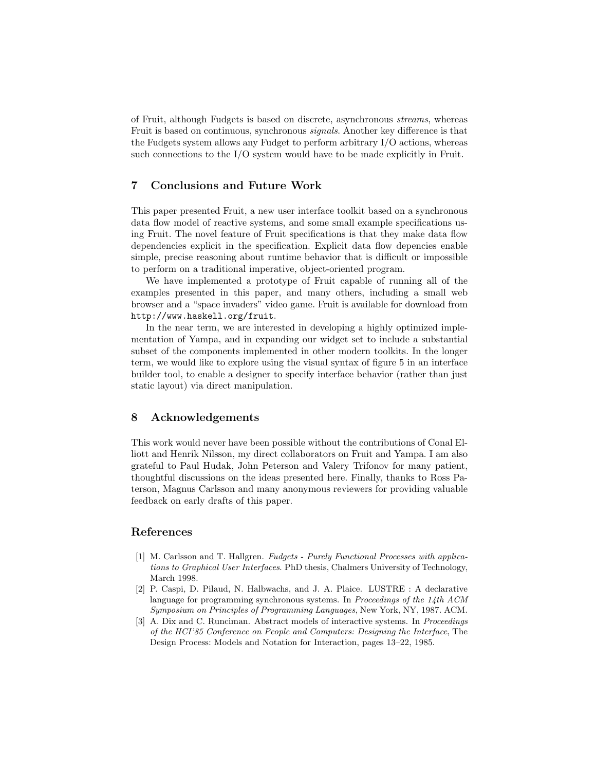of Fruit, although Fudgets is based on discrete, asynchronous *streams*, whereas Fruit is based on continuous, synchronous *signals*. Another key difference is that the Fudgets system allows any Fudget to perform arbitrary I/O actions, whereas such connections to the I/O system would have to be made explicitly in Fruit.

## 7 Conclusions and Future Work

This paper presented Fruit, a new user interface toolkit based on a synchronous data flow model of reactive systems, and some small example specifications using Fruit. The novel feature of Fruit specifications is that they make data flow dependencies explicit in the specification. Explicit data flow depencies enable simple, precise reasoning about runtime behavior that is difficult or impossible to perform on a traditional imperative, object-oriented program.

We have implemented a prototype of Fruit capable of running all of the examples presented in this paper, and many others, including a small web browser and a "space invaders" video game. Fruit is available for download from `http://www.haskell.org/fruit`.

In the near term, we are interested in developing a highly optimized implementation of Yampa, and in expanding our widget set to include a substantial subset of the components implemented in other modern toolkits. In the longer term, we would like to explore using the visual syntax of figure 5 in an interface builder tool, to enable a designer to specify interface behavior (rather than just static layout) via direct manipulation.

## 8 Acknowledgements

This work would never have been possible without the contributions of Conal Elliott and Henrik Nilsson, my direct collaborators on Fruit and Yampa. I am also grateful to Paul Hudak, John Peterson and Valery Trifonov for many patient, thoughtful discussions on the ideas presented here. Finally, thanks to Ross Paterson, Magnus Carlsson and many anonymous reviewers for providing valuable feedback on early drafts of this paper.

## References

[1] M. Carlsson and T. Hallgren. *Fudgets - Purely Functional Processes with applications to Graphical User Interfaces*. PhD thesis, Chalmers University of Technology, March 1998.

[2] P. Caspi, D. Pilaud, N. Halbwachs, and J. A. Plaice. LUSTRE : A declarative language for programming synchronous systems. In *Proceedings of the 14th ACM Symposium on Principles of Programming Languages*, New York, NY, 1987. ACM.

[3] A. Dix and C. Runciman. Abstract models of interactive systems. In *Proceedings of the HCI'85 Conference on People and Computers: Designing the Interface*, The Design Process: Models and Notation for Interaction, pages 13–22, 1985.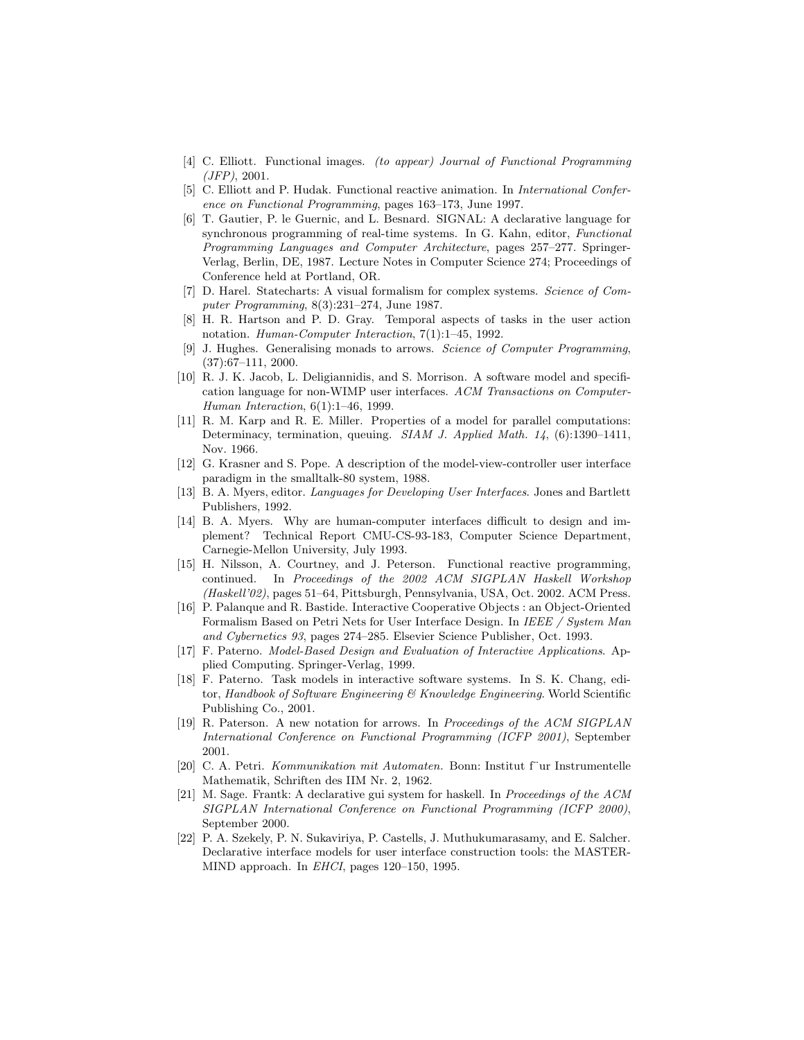[4] C. Elliott. Functional images. *(to appear) Journal of Functional Programming (JFP)*, 2001.

[5] C. Elliott and P. Hudak. Functional reactive animation. In *International Conference on Functional Programming*, pages 163–173, June 1997.

[6] T. Gautier, P. le Guernic, and L. Besnard. SIGNAL: A declarative language for synchronous programming of real-time systems. In G. Kahn, editor, *Functional Programming Languages and Computer Architecture*, pages 257–277. Springer-Verlag, Berlin, DE, 1987. Lecture Notes in Computer Science 274; Proceedings of Conference held at Portland, OR.

[7] D. Harel. Statecharts: A visual formalism for complex systems. *Science of Computer Programming*, 8(3):231–274, June 1987.

[8] H. R. Hartson and P. D. Gray. Temporal aspects of tasks in the user action notation. *Human-Computer Interaction*, 7(1):1–45, 1992.

[9] J. Hughes. Generalising monads to arrows. *Science of Computer Programming*, (37):67–111, 2000.

[10] R. J. K. Jacob, L. Deligiannidis, and S. Morrison. A software model and specification language for non-WIMP user interfaces. *ACM Transactions on Computer-Human Interaction*, 6(1):1–46, 1999.

[11] R. M. Karp and R. E. Miller. Properties of a model for parallel computations: Determinacy, termination, queuing. *SIAM J. Applied Math. 14*, (6):1390–1411, Nov. 1966.

[12] G. Krasner and S. Pope. A description of the model-view-controller user interface paradigm in the smalltalk-80 system, 1988.

[13] B. A. Myers, editor. *Languages for Developing User Interfaces*. Jones and Bartlett Publishers, 1992.

[14] B. A. Myers. Why are human-computer interfaces difficult to design and implement? Technical Report CMU-CS-93-183, Computer Science Department, Carnegie-Mellon University, July 1993.

[15] H. Nilsson, A. Courtney, and J. Peterson. Functional reactive programming, continued. In *Proceedings of the 2002 ACM SIGPLAN Haskell Workshop (Haskell'02)*, pages 51–64, Pittsburgh, Pennsylvania, USA, Oct. 2002. ACM Press.

[16] P. Palanque and R. Bastide. Interactive Cooperative Objects : an Object-Oriented Formalism Based on Petri Nets for User Interface Design. In *IEEE / System Man and Cybernetics 93*, pages 274–285. Elsevier Science Publisher, Oct. 1993.

[17] F. Paterno. *Model-Based Design and Evaluation of Interactive Applications*. Applied Computing. Springer-Verlag, 1999.

[18] F. Paterno. Task models in interactive software systems. In S. K. Chang, editor, *Handbook of Software Engineering & Knowledge Engineering*. World Scientific Publishing Co., 2001.

[19] R. Paterson. A new notation for arrows. In *Proceedings of the ACM SIGPLAN International Conference on Functional Programming (ICFP 2001)*, September 2001.

[20] C. A. Petri. *Kommunikation mit Automaten*. Bonn: Institut f¨ur Instrumentelle Mathematik, Schriften des IIM Nr. 2, 1962.

[21] M. Sage. Frantk: A declarative gui system for haskell. In *Proceedings of the ACM SIGPLAN International Conference on Functional Programming (ICFP 2000)*, September 2000.

[22] P. A. Szekely, P. N. Sukaviriya, P. Castells, J. Muthukumarasamy, and E. Salcher. Declarative interface models for user interface construction tools: the MASTERMIND approach. In *EHCI*, pages 120–150, 1995.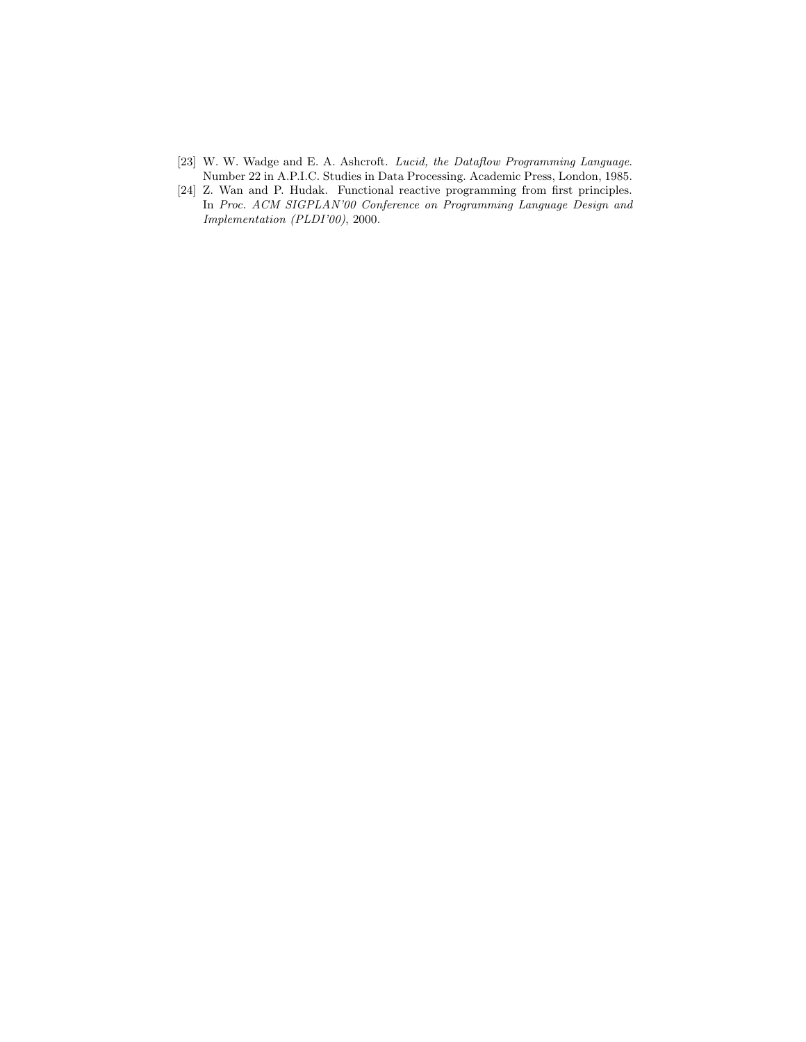[23] W. W. Wadge and E. A. Ashcroft. *Lucid, the Dataflow Programming Language*. Number 22 in A.P.I.C. Studies in Data Processing. Academic Press, London, 1985.

[24] Z. Wan and P. Hudak. Functional reactive programming from first principles. In *Proc. ACM SIGPLAN'00 Conference on Programming Language Design and Implementation (PLDI'00)*, 2000.